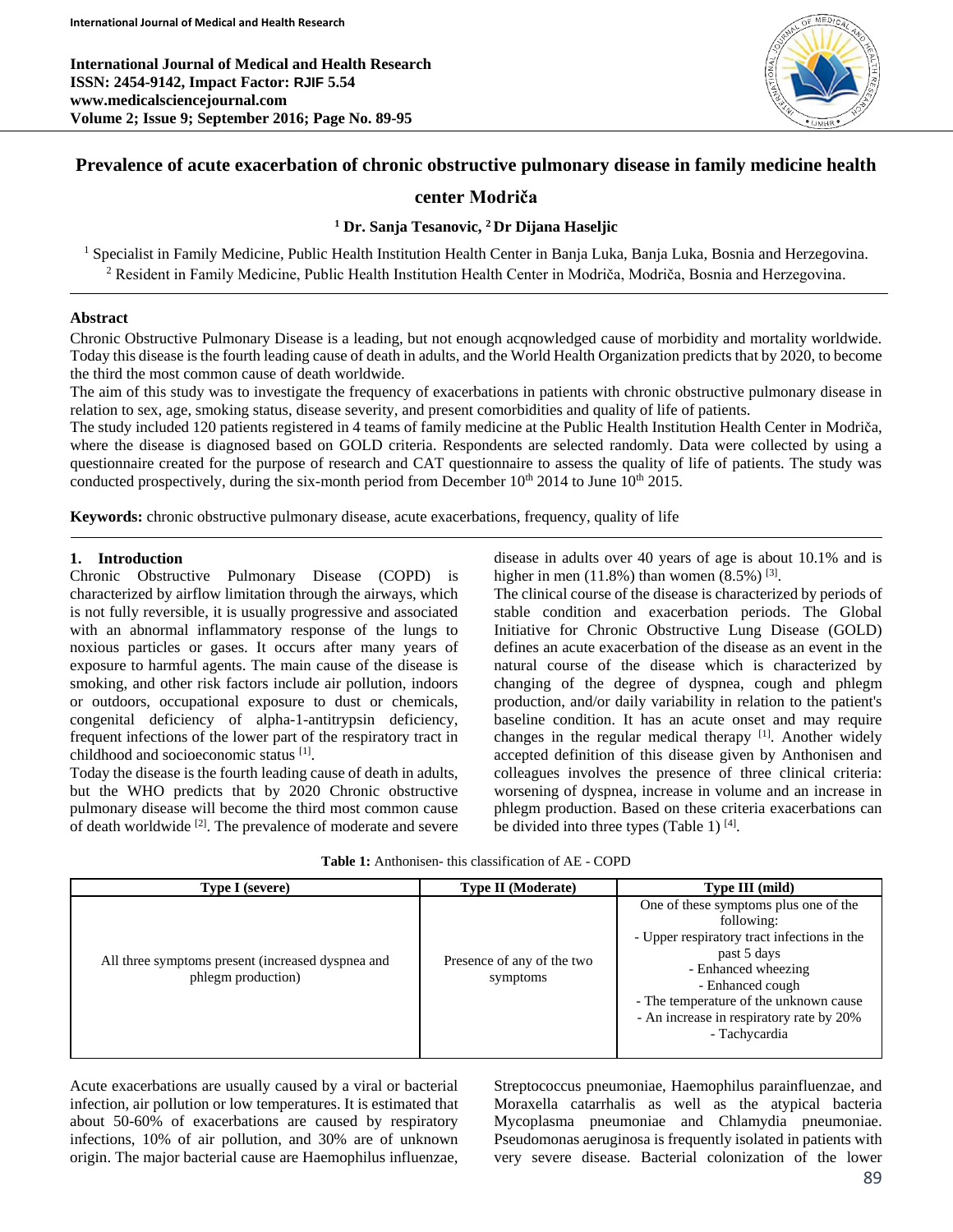# Prevalence of acute exacerbation of chronic obstructive pulmonary disease in family medicine health center Modriča

**[1] Dr. Sanja Tesanovic, [2] Dr Dijana Haseljic**

[1] Specialist in Family Medicine, Public Health Institution Health Center in Banja Luka, Banja Luka, Bosnia and Herzegovina.
[2] Resident in Family Medicine, Public Health Institution Health Center in Modriča, Modriča, Bosnia and Herzegovina.

## Abstract

Chronic Obstructive Pulmonary Disease is a leading, but not enough acqnowledged cause of morbidity and mortality worldwide. Today this disease is the fourth leading cause of death in adults, and the World Health Organization predicts that by 2020, to become the third the most common cause of death worldwide.

The aim of this study was to investigate the frequency of exacerbations in patients with chronic obstructive pulmonary disease in relation to sex, age, smoking status, disease severity, and present comorbidities and quality of life of patients.

The study included 120 patients registered in 4 teams of family medicine at the Public Health Institution Health Center in Modriča, where the disease is diagnosed based on GOLD criteria. Respondents are selected randomly. Data were collected by using a questionnaire created for the purpose of research and CAT questionnaire to assess the quality of life of patients. The study was conducted prospectively, during the six-month period from December 10th 2014 to June 10th 2015.

**Keywords:** chronic obstructive pulmonary disease, acute exacerbations, frequency, quality of life

## 1. Introduction

Chronic Obstructive Pulmonary Disease (COPD) is characterized by airflow limitation through the airways, which is not fully reversible, it is usually progressive and associated with an abnormal inflammatory response of the lungs to noxious particles or gases. It occurs after many years of exposure to harmful agents. The main cause of the disease is smoking, and other risk factors include air pollution, indoors or outdoors, occupational exposure to dust or chemicals, congenital deficiency of alpha-1-antitrypsin deficiency, frequent infections of the lower part of the respiratory tract in childhood and socioeconomic status [1].

Today the disease is the fourth leading cause of death in adults, but the WHO predicts that by 2020 Chronic obstructive pulmonary disease will become the third most common cause of death worldwide [2]. The prevalence of moderate and severe disease in adults over 40 years of age is about 10.1% and is higher in men (11.8%) than women (8.5%) [3].

The clinical course of the disease is characterized by periods of stable condition and exacerbation periods. The Global Initiative for Chronic Obstructive Lung Disease (GOLD) defines an acute exacerbation of the disease as an event in the natural course of the disease which is characterized by changing of the degree of dyspnea, cough and phlegm production, and/or daily variability in relation to the patient's baseline condition. It has an acute onset and may require changes in the regular medical therapy [1]. Another widely accepted definition of this disease given by Anthonisen and colleagues involves the presence of three clinical criteria: worsening of dyspnea, increase in volume and an increase in phlegm production. Based on these criteria exacerbations can be divided into three types (Table 1) [4].

**Table 1:** Anthonisen- this classification of AE - COPD

| Type I (severe) | Type II (Moderate) | Type III (mild) |
|---|---|---|
| All three symptoms present (increased dyspnea and phlegm production) | Presence of any of the two symptoms | One of these symptoms plus one of the following:<br>- Upper respiratory tract infections in the past 5 days<br>- Enhanced wheezing<br>- Enhanced cough<br>- The temperature of the unknown cause<br>- An increase in respiratory rate by 20%<br>- Tachycardia |

Acute exacerbations are usually caused by a viral or bacterial infection, air pollution or low temperatures. It is estimated that about 50-60% of exacerbations are caused by respiratory infections, 10% of air pollution, and 30% are of unknown origin. The major bacterial cause are Haemophilus influenzae, Streptococcus pneumoniae, Haemophilus parainfluenzae, and Moraxella catarrhalis as well as the atypical bacteria Mycoplasma pneumoniae and Chlamydia pneumoniae. Pseudomonas aeruginosa is frequently isolated in patients with very severe disease. Bacterial colonization of the lower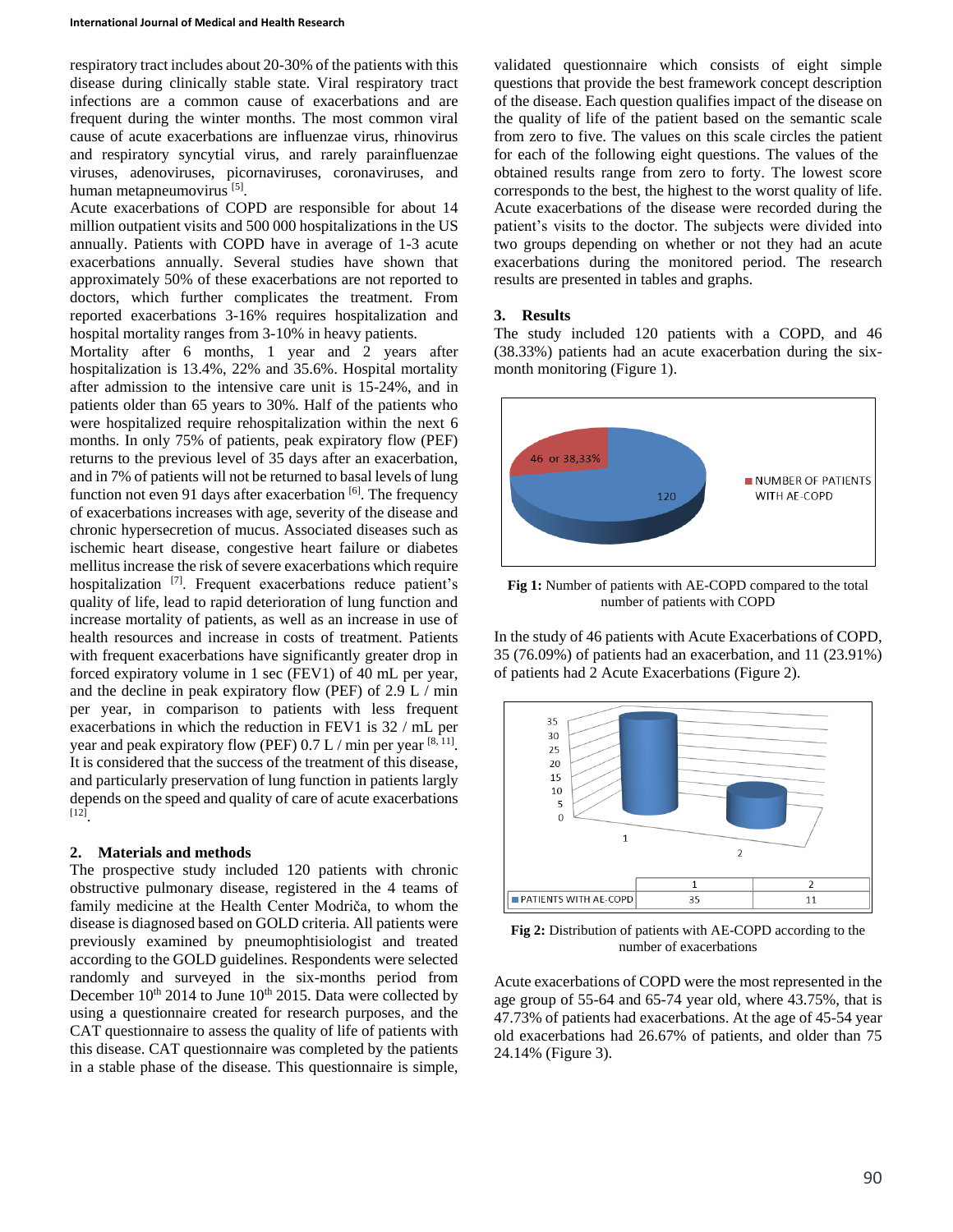respiratory tract includes about 20-30% of the patients with this disease during clinically stable state. Viral respiratory tract infections are a common cause of exacerbations and are frequent during the winter months. The most common viral cause of acute exacerbations are influenzae virus, rhinovirus and respiratory syncytial virus, and rarely parainfluenzae viruses, adenoviruses, picornaviruses, coronaviruses, and human metapneumovirus [5].

Acute exacerbations of COPD are responsible for about 14 million outpatient visits and 500 000 hospitalizations in the US annually. Patients with COPD have in average of 1-3 acute exacerbations annually. Several studies have shown that approximately 50% of these exacerbations are not reported to doctors, which further complicates the treatment. From reported exacerbations 3-16% requires hospitalization and hospital mortality ranges from 3-10% in heavy patients.

Mortality after 6 months, 1 year and 2 years after hospitalization is 13.4%, 22% and 35.6%. Hospital mortality after admission to the intensive care unit is 15-24%, and in patients older than 65 years to 30%. Half of the patients who were hospitalized require rehospitalization within the next 6 months. In only 75% of patients, peak expiratory flow (PEF) returns to the previous level of 35 days after an exacerbation, and in 7% of patients will not be returned to basal levels of lung function not even 91 days after exacerbation [6]. The frequency of exacerbations increases with age, severity of the disease and chronic hypersecretion of mucus. Associated diseases such as ischemic heart disease, congestive heart failure or diabetes mellitus increase the risk of severe exacerbations which require hospitalization [7]. Frequent exacerbations reduce patient's quality of life, lead to rapid deterioration of lung function and increase mortality of patients, as well as an increase in use of health resources and increase in costs of treatment. Patients with frequent exacerbations have significantly greater drop in forced expiratory volume in 1 sec (FEV1) of 40 mL per year, and the decline in peak expiratory flow (PEF) of 2.9 L / min per year, in comparison to patients with less frequent exacerbations in which the reduction in FEV1 is 32 / mL per year and peak expiratory flow (PEF) 0.7 L / min per year [8, 11]. It is considered that the success of the treatment of this disease, and particularly preservation of lung function in patients largely depends on the speed and quality of care of acute exacerbations [12].

## 2. Materials and methods

The prospective study included 120 patients with chronic obstructive pulmonary disease, registered in the 4 teams of family medicine at the Health Center Modriča, to whom the disease is diagnosed based on GOLD criteria. All patients were previously examined by pneumophtisiologist and treated according to the GOLD guidelines. Respondents were selected randomly and surveyed in the six-months period from December 10th 2014 to June 10th 2015. Data were collected by using a questionnaire created for research purposes, and the CAT questionnaire to assess the quality of life of patients with this disease. CAT questionnaire was completed by the patients in a stable phase of the disease. This questionnaire is simple, validated questionnaire which consists of eight simple questions that provide the best framework concept description of the disease. Each question qualifies impact of the disease on the quality of life of the patient based on the semantic scale from zero to five. The values on this scale circles the patient for each of the following eight questions. The values of the obtained results range from zero to forty. The lowest score corresponds to the best, the highest to the worst quality of life. Acute exacerbations of the disease were recorded during the patient's visits to the doctor. The subjects were divided into two groups depending on whether or not they had an acute exacerbations during the monitored period. The research results are presented in tables and graphs.

## 3. Results

The study included 120 patients with a COPD, and 46 (38.33%) patients had an acute exacerbation during the six-month monitoring (Figure 1).

**Fig 1:** Number of patients with AE-COPD compared to the total number of patients with COPD

In the study of 46 patients with Acute Exacerbations of COPD, 35 (76.09%) of patients had an exacerbation, and 11 (23.91%) of patients had 2 Acute Exacerbations (Figure 2).

| | 1 | 2 |
|---|---|---|
| PATIENTS WITH AE-COPD | 35 | 11 |

**Fig 2:** Distribution of patients with AE-COPD according to the number of exacerbations

Acute exacerbations of COPD were the most represented in the age group of 55-64 and 65-74 year old, where 43.75%, that is 47.73% of patients had exacerbations. At the age of 45-54 year old exacerbations had 26.67% of patients, and older than 75 24.14% (Figure 3).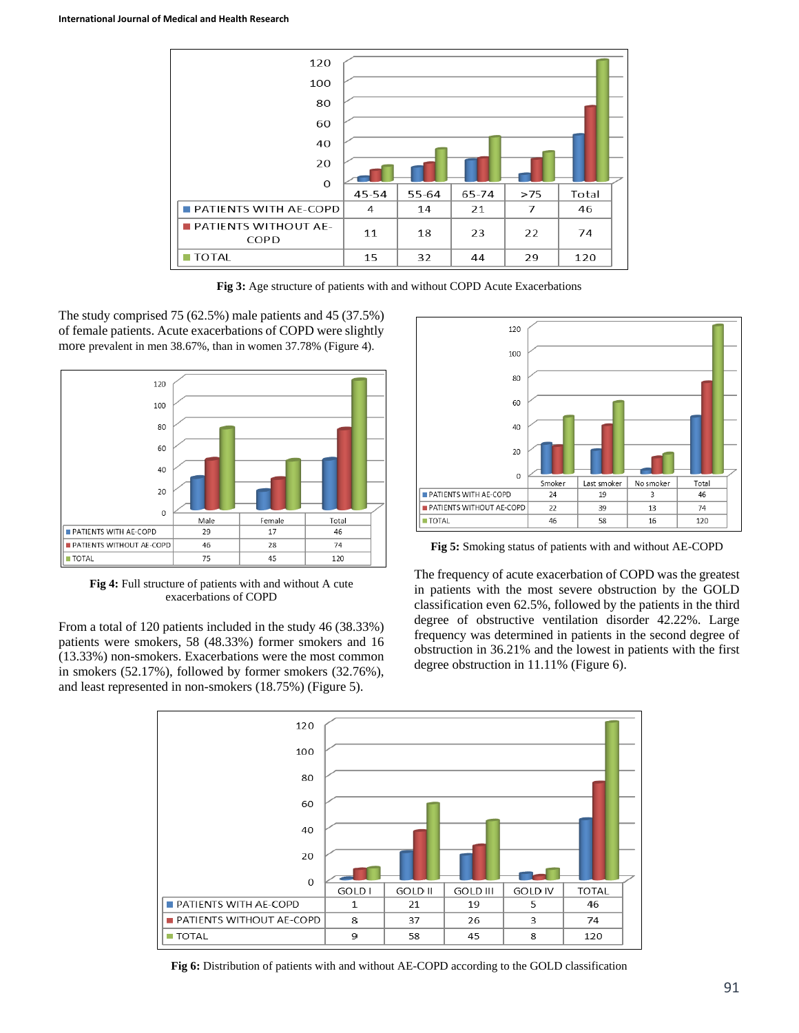| | 45-54 | 55-64 | 65-74 | >75 | Total |
|---|---|---|---|---|---|
| PATIENTS WITH AE-COPD | 4 | 14 | 21 | 7 | 46 |
| PATIENTS WITHOUT AE-COPD | 11 | 18 | 23 | 22 | 74 |
| TOTAL | 15 | 32 | 44 | 29 | 120 |

**Fig 3:** Age structure of patients with and without COPD Acute Exacerbations

The study comprised 75 (62.5%) male patients and 45 (37.5%) of female patients. Acute exacerbations of COPD were slightly more prevalent in men 38.67%, than in women 37.78% (Figure 4).

| | Male | Female | Total |
|---|---|---|---|
| PATIENTS WITH AE-COPD | 29 | 17 | 46 |
| PATIENTS WITHOUT AE-COPD | 46 | 28 | 74 |
| TOTAL | 75 | 45 | 120 |

**Fig 4:** Full structure of patients with and without A cute exacerbations of COPD

From a total of 120 patients included in the study 46 (38.33%) patients were smokers, 58 (48.33%) former smokers and 16 (13.33%) non-smokers. Exacerbations were the most common in smokers (52.17%), followed by former smokers (32.76%), and least represented in non-smokers (18.75%) (Figure 5).

| | Smoker | Last smoker | No smoker | Total |
|---|---|---|---|---|
| PATIENTS WITH AE-COPD | 24 | 19 | 3 | 46 |
| PATIENTS WITHOUT AE-COPD | 22 | 39 | 13 | 74 |
| TOTAL | 46 | 58 | 16 | 120 |

**Fig 5:** Smoking status of patients with and without AE-COPD

The frequency of acute exacerbation of COPD was the greatest in patients with the most severe obstruction by the GOLD classification even 62.5%, followed by the patients in the third degree of obstructive ventilation disorder 42.22%. Large frequency was determined in patients in the second degree of obstruction in 36.21% and the lowest in patients with the first degree obstruction in 11.11% (Figure 6).

| | GOLD I | GOLD II | GOLD III | GOLD IV | TOTAL |
|---|---|---|---|---|---|
| PATIENTS WITH AE-COPD | 1 | 21 | 19 | 5 | 46 |
| PATIENTS WITHOUT AE-COPD | 8 | 37 | 26 | 3 | 74 |
| TOTAL | 9 | 58 | 45 | 8 | 120 |

**Fig 6:** Distribution of patients with and without AE-COPD according to the GOLD classification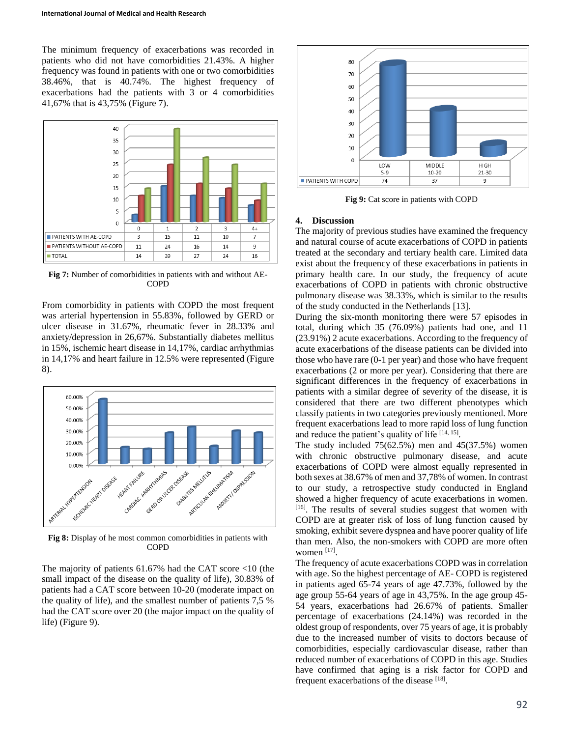The minimum frequency of exacerbations was recorded in patients who did not have comorbidities 21.43%. A higher frequency was found in patients with one or two comorbidities 38.46%, that is 40.74%. The highest frequency of exacerbations had the patients with 3 or 4 comorbidities 41,67% that is 43,75% (Figure 7).

| | 0 | 1 | 2 | 3 | 4+ |
|---|---|---|---|---|---|
| PATIENTS WITH AE-COPD | 3 | 15 | 11 | 10 | 7 |
| PATIENTS WITHOUT AE-COPD | 11 | 24 | 16 | 14 | 9 |
| TOTAL | 14 | 39 | 27 | 24 | 16 |

**Fig 7:** Number of comorbidities in patients with and without AE-COPD

From comorbidity in patients with COPD the most frequent was arterial hypertension in 55.83%, followed by GERD or ulcer disease in 31.67%, rheumatic fever in 28.33% and anxiety/depression in 26,67%. Substantially diabetes mellitus in 15%, ischemic heart disease in 14,17%, cardiac arrhythmias in 14,17% and heart failure in 12.5% were represented (Figure 8).

**Fig 8:** Display of he most common comorbidities in patients with COPD

The majority of patients 61.67% had the CAT score <10 (the small impact of the disease on the quality of life), 30.83% of patients had a CAT score between 10-20 (moderate impact on the quality of life), and the smallest number of patients 7,5 % had the CAT score over 20 (the major impact on the quality of life) (Figure 9).

| | LOW 5-9 | MIDDLE 10-20 | HIGH 21-30 |
|---|---|---|---|
| PATIENTS WITH COPD | 74 | 37 | 9 |

**Fig 9:** Cat score in patients with COPD

## 4. Discussion

The majority of previous studies have examined the frequency and natural course of acute exacerbations of COPD in patients treated at the secondary and tertiary health care. Limited data exist about the frequency of these exacerbations in patients in primary health care. In our study, the frequency of acute exacerbations of COPD in patients with chronic obstructive pulmonary disease was 38.33%, which is similar to the results of the study conducted in the Netherlands [13].

During the six-month monitoring there were 57 episodes in total, during which 35 (76.09%) patients had one, and 11 (23.91%) 2 acute exacerbations. According to the frequency of acute exacerbations of the disease patients can be divided into those who have rare (0-1 per year) and those who have frequent exacerbations (2 or more per year). Considering that there are significant differences in the frequency of exacerbations in patients with a similar degree of severity of the disease, it is considered that there are two different phenotypes which classify patients in two categories previously mentioned. More frequent exacerbations lead to more rapid loss of lung function and reduce the patient's quality of life [14, 15].

The study included 75(62.5%) men and 45(37.5%) women with chronic obstructive pulmonary disease, and acute exacerbations of COPD were almost equally represented in both sexes at 38.67% of men and 37,78% of women. In contrast to our study, a retrospective study conducted in England showed a higher frequency of acute exacerbations in women. [16]. The results of several studies suggest that women with COPD are at greater risk of loss of lung function caused by smoking, exhibit severe dyspnea and have poorer quality of life than men. Also, the non-smokers with COPD are more often women [17].

The frequency of acute exacerbations COPD was in correlation with age. So the highest percentage of AE- COPD is registered in patients aged 65-74 years of age 47.73%, followed by the age group 55-64 years of age in 43,75%. In the age group 45-54 years, exacerbations had 26.67% of patients. Smaller percentage of exacerbations (24.14%) was recorded in the oldest group of respondents, over 75 years of age, it is probably due to the increased number of visits to doctors because of comorbidities, especially cardiovascular disease, rather than reduced number of exacerbations of COPD in this age. Studies have confirmed that aging is a risk factor for COPD and frequent exacerbations of the disease [18].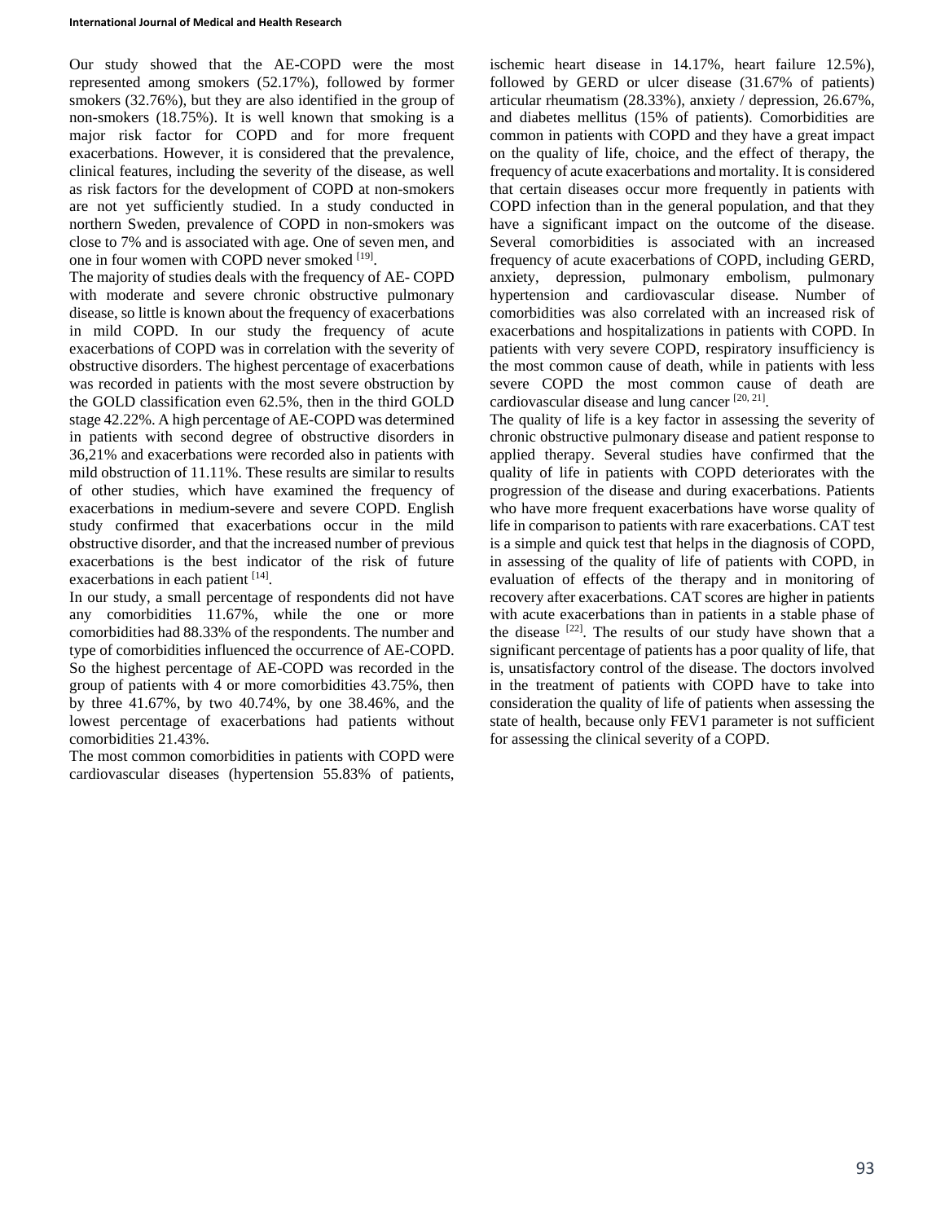Our study showed that the AE-COPD were the most represented among smokers (52.17%), followed by former smokers (32.76%), but they are also identified in the group of non-smokers (18.75%). It is well known that smoking is a major risk factor for COPD and for more frequent exacerbations. However, it is considered that the prevalence, clinical features, including the severity of the disease, as well as risk factors for the development of COPD at non-smokers are not yet sufficiently studied. In a study conducted in northern Sweden, prevalence of COPD in non-smokers was close to 7% and is associated with age. One of seven men, and one in four women with COPD never smoked [19].

The majority of studies deals with the frequency of AE- COPD with moderate and severe chronic obstructive pulmonary disease, so little is known about the frequency of exacerbations in mild COPD. In our study the frequency of acute exacerbations of COPD was in correlation with the severity of obstructive disorders. The highest percentage of exacerbations was recorded in patients with the most severe obstruction by the GOLD classification even 62.5%, then in the third GOLD stage 42.22%. A high percentage of AE-COPD was determined in patients with second degree of obstructive disorders in 36,21% and exacerbations were recorded also in patients with mild obstruction of 11.11%. These results are similar to results of other studies, which have examined the frequency of exacerbations in medium-severe and severe COPD. English study confirmed that exacerbations occur in the mild obstructive disorder, and that the increased number of previous exacerbations is the best indicator of the risk of future exacerbations in each patient [14].

In our study, a small percentage of respondents did not have any comorbidities 11.67%, while the one or more comorbidities had 88.33% of the respondents. The number and type of comorbidities influenced the occurrence of AE-COPD. So the highest percentage of AE-COPD was recorded in the group of patients with 4 or more comorbidities 43.75%, then by three 41.67%, by two 40.74%, by one 38.46%, and the lowest percentage of exacerbations had patients without comorbidities 21.43%.

The most common comorbidities in patients with COPD were cardiovascular diseases (hypertension 55.83% of patients, ischemic heart disease in 14.17%, heart failure 12.5%), followed by GERD or ulcer disease (31.67% of patients) articular rheumatism (28.33%), anxiety / depression, 26.67%, and diabetes mellitus (15% of patients). Comorbidities are common in patients with COPD and they have a great impact on the quality of life, choice, and the effect of therapy, the frequency of acute exacerbations and mortality. It is considered that certain diseases occur more frequently in patients with COPD infection than in the general population, and that they have a significant impact on the outcome of the disease. Several comorbidities is associated with an increased frequency of acute exacerbations of COPD, including GERD, anxiety, depression, pulmonary embolism, pulmonary hypertension and cardiovascular disease. Number of comorbidities was also correlated with an increased risk of exacerbations and hospitalizations in patients with COPD. In patients with very severe COPD, respiratory insufficiency is the most common cause of death, while in patients with less severe COPD the most common cause of death are cardiovascular disease and lung cancer [20, 21].

The quality of life is a key factor in assessing the severity of chronic obstructive pulmonary disease and patient response to applied therapy. Several studies have confirmed that the quality of life in patients with COPD deteriorates with the progression of the disease and during exacerbations. Patients who have more frequent exacerbations have worse quality of life in comparison to patients with rare exacerbations. CAT test is a simple and quick test that helps in the diagnosis of COPD, in assessing of the quality of life of patients with COPD, in evaluation of effects of the therapy and in monitoring of recovery after exacerbations. CAT scores are higher in patients with acute exacerbations than in patients in a stable phase of the disease [22]. The results of our study have shown that a significant percentage of patients has a poor quality of life, that is, unsatisfactory control of the disease. The doctors involved in the treatment of patients with COPD have to take into consideration the quality of life of patients when assessing the state of health, because only FEV1 parameter is not sufficient for assessing the clinical severity of a COPD.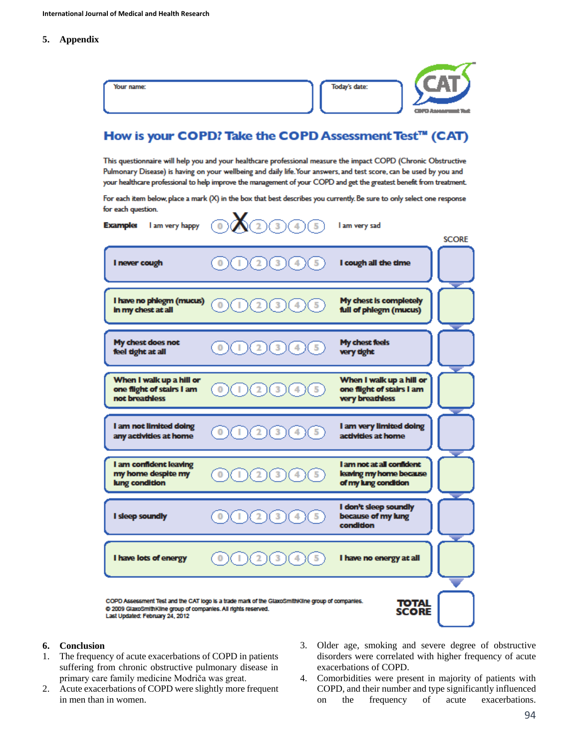## 5. Appendix

Your name:

Today's date:

CAT
COPD Assessment Test

### How is your COPD? Take the COPD Assessment Test™ (CAT)

This questionnaire will help you and your healthcare professional measure the impact COPD (Chronic Obstructive Pulmonary Disease) is having on your wellbeing and daily life. Your answers, and test score, can be used by you and your healthcare professional to help improve the management of your COPD and get the greatest benefit from treatment.

For each item below, place a mark (X) in the box that best describes you currently. Be sure to only select one response for each question.

Example: I am very happy (0) (X) (2) (3) (4) (5) I am very sad

| | | | SCORE |
|---|---|---|---|
| I never cough | 0 1 2 3 4 5 | I cough all the time | |
| I have no phlegm (mucus) in my chest at all | 0 1 2 3 4 5 | My chest is completely full of phlegm (mucus) | |
| My chest does not feel tight at all | 0 1 2 3 4 5 | My chest feels very tight | |
| When I walk up a hill or one flight of stairs I am not breathless | 0 1 2 3 4 5 | When I walk up a hill or one flight of stairs I am very breathless | |
| I am not limited doing any activities at home | 0 1 2 3 4 5 | I am very limited doing activities at home | |
| I am confident leaving my home despite my lung condition | 0 1 2 3 4 5 | I am not at all confident leaving my home because of my lung condition | |
| I sleep soundly | 0 1 2 3 4 5 | I don't sleep soundly because of my lung condition | |
| I have lots of energy | 0 1 2 3 4 5 | I have no energy at all | |
| | | TOTAL SCORE | |

COPD Assessment Test and the CAT logo is a trade mark of the GlaxoSmithKline group of companies.
© 2009 GlaxoSmithKline group of companies. All rights reserved.
Last Updated: February 24, 2012

## 6. Conclusion

1. The frequency of acute exacerbations of COPD in patients suffering from chronic obstructive pulmonary disease in primary care family medicine Modriča was great.
2. Acute exacerbations of COPD were slightly more frequent in men than in women.
3. Older age, smoking and severe degree of obstructive disorders were correlated with higher frequency of acute exacerbations of COPD.
4. Comorbidities were present in majority of patients with COPD, and their number and type significantly influenced on the frequency of acute exacerbations.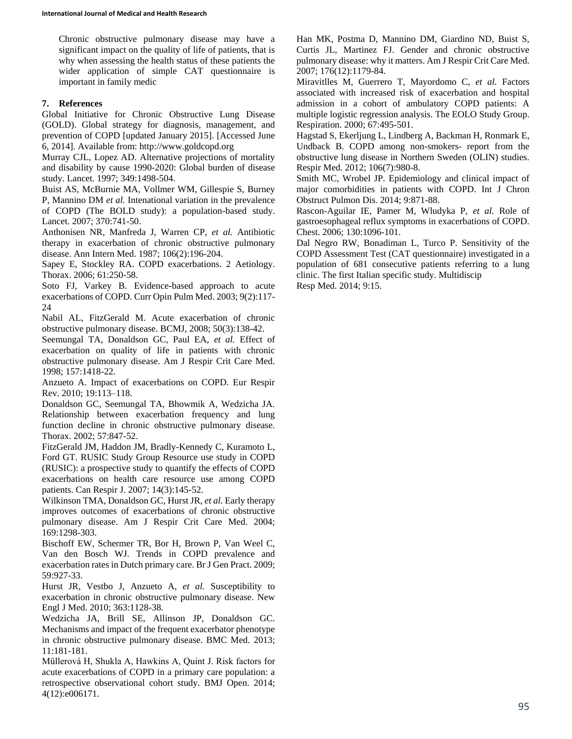Chronic obstructive pulmonary disease may have a significant impact on the quality of life of patients, that is why when assessing the health status of these patients the wider application of simple CAT questionnaire is important in family medic

## 7. References

Global Initiative for Chronic Obstructive Lung Disease (GOLD). Global strategy for diagnosis, management, and prevention of COPD [updated January 2015]. [Accessed June 6, 2014]. Available from: http://www.goldcopd.org

Murray CJL, Lopez AD. Alternative projections of mortality and disability by cause 1990-2020: Global burden of disease study. Lancet. 1997; 349:1498-504.

Buist AS, McBurnie MA, Vollmer WM, Gillespie S, Burney P, Mannino DM *et al.* Intenational variation in the prevalence of COPD (The BOLD study): a population-based study. Lancet. 2007; 370:741-50.

Anthonisen NR, Manfreda J, Warren CP, *et al.* Antibiotic therapy in exacerbation of chronic obstructive pulmonary disease. Ann Intern Med. 1987; 106(2):196-204.

Sapey E, Stockley RA. COPD exacerbations. 2 Aetiology. Thorax. 2006; 61:250-58.

Soto FJ, Varkey B. Evidence-based approach to acute exacerbations of COPD. Curr Opin Pulm Med. 2003; 9(2):117-24

Nabil AL, FitzGerald M. Acute exacerbation of chronic obstructive pulmonary disease. BCMJ, 2008; 50(3):138-42.

Seemungal TA, Donaldson GC, Paul EA, *et al.* Effect of exacerbation on quality of life in patients with chronic obstructive pulmonary disease. Am J Respir Crit Care Med. 1998; 157:1418-22.

Anzueto A. Impact of exacerbations on COPD. Eur Respir Rev. 2010; 19:113–118.

Donaldson GC, Seemungal TA, Bhowmik A, Wedzicha JA. Relationship between exacerbation frequency and lung function decline in chronic obstructive pulmonary disease. Thorax. 2002; 57:847-52.

FitzGerald JM, Haddon JM, Bradly-Kennedy C, Kuramoto L, Ford GT. RUSIC Study Group Resource use study in COPD (RUSIC): a prospective study to quantify the effects of COPD exacerbations on health care resource use among COPD patients. Can Respir J. 2007; 14(3):145-52.

Wilkinson TMA, Donaldson GC, Hurst JR, *et al.* Early therapy improves outcomes of exacerbations of chronic obstructive pulmonary disease. Am J Respir Crit Care Med. 2004; 169:1298-303.

Bischoff EW, Schermer TR, Bor H, Brown P, Van Weel C, Van den Bosch WJ. Trends in COPD prevalence and exacerbation rates in Dutch primary care. Br J Gen Pract. 2009; 59:927-33.

Hurst JR, Vestbo J, Anzueto A, *et al.* Susceptibility to exacerbation in chronic obstructive pulmonary disease. New Engl J Med. 2010; 363:1128-38.

Wedzicha JA, Brill SE, Allinson JP, Donaldson GC. Mechanisms and impact of the frequent exacerbator phenotype in chronic obstructive pulmonary disease. BMC Med. 2013; 11:181-181.

Müllerová H, Shukla A, Hawkins A, Quint J. Risk factors for acute exacerbations of COPD in a primary care population: a retrospective observational cohort study. BMJ Open. 2014; 4(12):e006171.

Han MK, Postma D, Mannino DM, Giardino ND, Buist S, Curtis JL, Martinez FJ. Gender and chronic obstructive pulmonary disease: why it matters. Am J Respir Crit Care Med. 2007; 176(12):1179-84.

Miravitlles M, Guerrero T, Mayordomo C, *et al.* Factors associated with increased risk of exacerbation and hospital admission in a cohort of ambulatory COPD patients: A multiple logistic regression analysis. The EOLO Study Group. Respiration. 2000; 67:495-501.

Hagstad S, Ekerljung L, Lindberg A, Backman H, Ronmark E, Undback B. COPD among non-smokers- report from the obstructive lung disease in Northern Sweden (OLIN) studies. Respir Med. 2012; 106(7):980-8.

Smith MC, Wrobel JP. Epidemiology and clinical impact of major comorbidities in patients with COPD. Int J Chron Obstruct Pulmon Dis. 2014; 9:871-88.

Rascon-Aguilar IE, Pamer M, Wludyka P, *et al.* Role of gastroesophageal reflux symptoms in exacerbations of COPD. Chest. 2006; 130:1096-101.

Dal Negro RW, Bonadiman L, Turco P. Sensitivity of the COPD Assessment Test (CAT questionnaire) investigated in a population of 681 consecutive patients referring to a lung clinic. The first Italian specific study. Multidiscip Resp Med. 2014; 9:15.